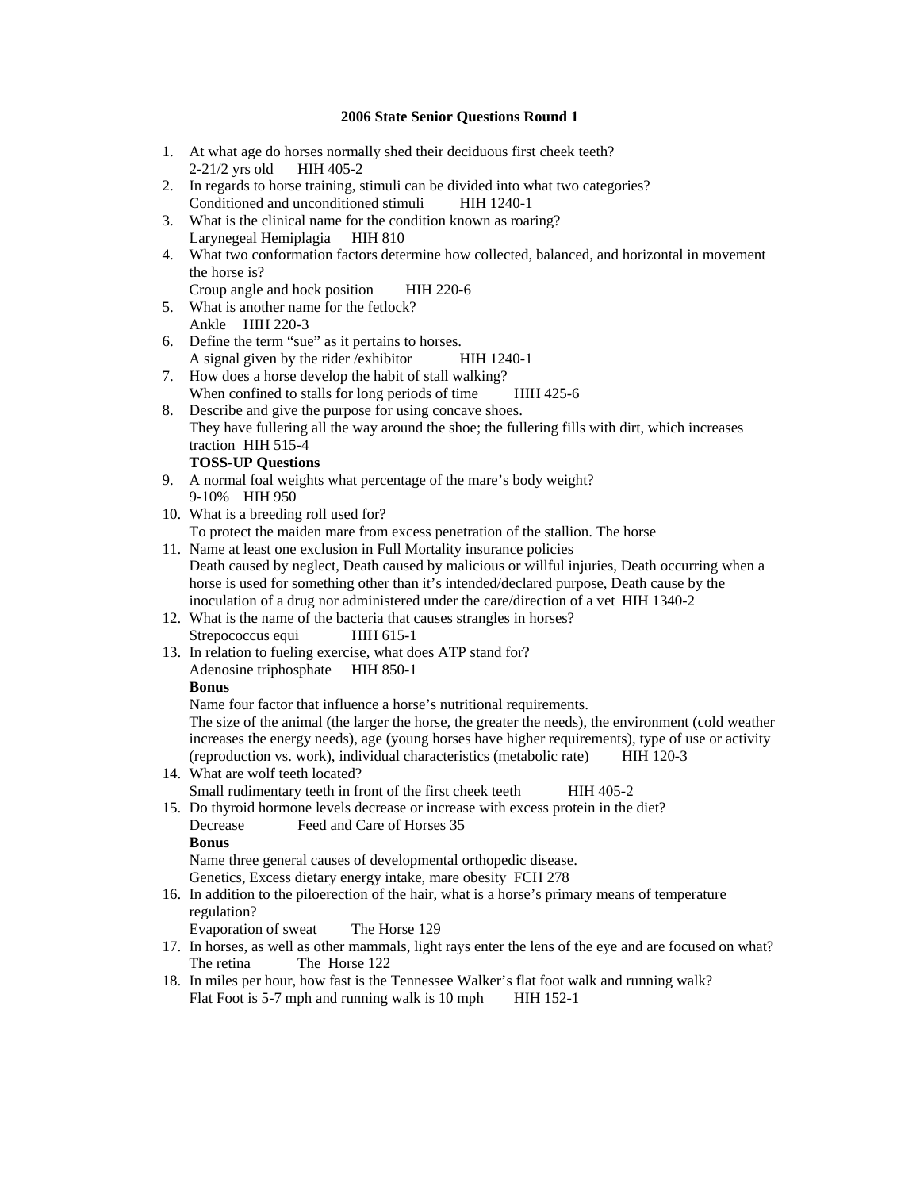# 2006 State Senior Questions Round 1

1. At what age do horses normally shed their deciduous first cheek teeth?
   2-21/2 yrs old HIH 405-2
2. In regards to horse training, stimuli can be divided into what two categories?
   Conditioned and unconditioned stimuli HIH 1240-1
3. What is the clinical name for the condition known as roaring?
   Larynegeal Hemiplagia HIH 810
4. What two conformation factors determine how collected, balanced, and horizontal in movement the horse is?
   Croup angle and hock position HIH 220-6
5. What is another name for the fetlock?
   Ankle HIH 220-3
6. Define the term "sue" as it pertains to horses.
   A signal given by the rider /exhibitor HIH 1240-1
7. How does a horse develop the habit of stall walking?
   When confined to stalls for long periods of time HIH 425-6
8. Describe and give the purpose for using concave shoes.
   They have fullering all the way around the shoe; the fullering fills with dirt, which increases traction HIH 515-4

   **TOSS-UP Questions**
9. A normal foal weights what percentage of the mare's body weight?
   9-10% HIH 950
10. What is a breeding roll used for?
    To protect the maiden mare from excess penetration of the stallion. The horse
11. Name at least one exclusion in Full Mortality insurance policies
    Death caused by neglect, Death caused by malicious or willful injuries, Death occurring when a horse is used for something other than it's intended/declared purpose, Death cause by the inoculation of a drug nor administered under the care/direction of a vet HIH 1340-2
12. What is the name of the bacteria that causes strangles in horses?
    Strepococcus equi HIH 615-1
13. In relation to fueling exercise, what does ATP stand for?
    Adenosine triphosphate HIH 850-1

    **Bonus**

    Name four factor that influence a horse's nutritional requirements.
    The size of the animal (the larger the horse, the greater the needs), the environment (cold weather increases the energy needs), age (young horses have higher requirements), type of use or activity (reproduction vs. work), individual characteristics (metabolic rate) HIH 120-3
14. What are wolf teeth located?
    Small rudimentary teeth in front of the first cheek teeth HIH 405-2
15. Do thyroid hormone levels decrease or increase with excess protein in the diet?
    Decrease Feed and Care of Horses 35

    **Bonus**

    Name three general causes of developmental orthopedic disease.
    Genetics, Excess dietary energy intake, mare obesity FCH 278
16. In addition to the piloerection of the hair, what is a horse's primary means of temperature regulation?
    Evaporation of sweat The Horse 129
17. In horses, as well as other mammals, light rays enter the lens of the eye and are focused on what?
    The retina The Horse 122
18. In miles per hour, how fast is the Tennessee Walker's flat foot walk and running walk?
    Flat Foot is 5-7 mph and running walk is 10 mph HIH 152-1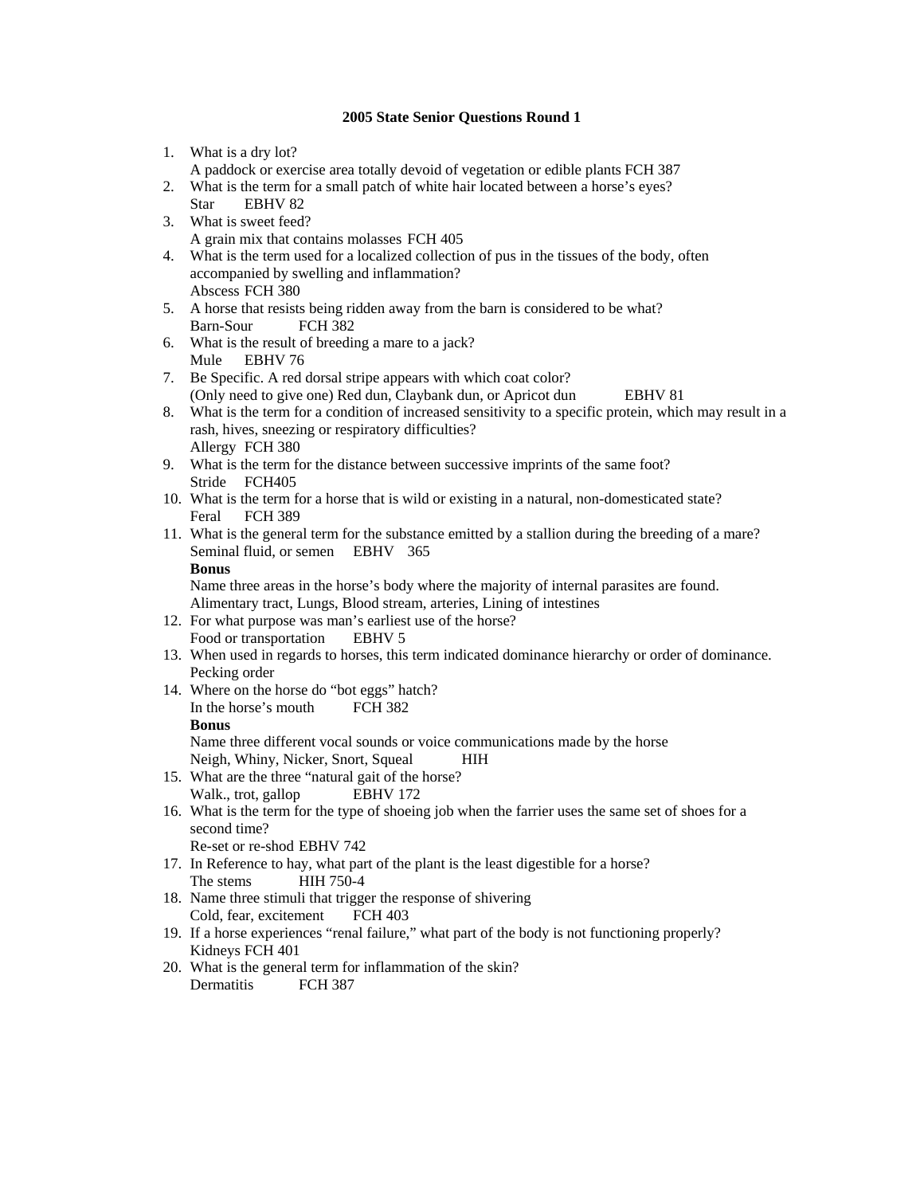## 2005 State Senior Questions Round 1

1. What is a dry lot?
   A paddock or exercise area totally devoid of vegetation or edible plants FCH 387
2. What is the term for a small patch of white hair located between a horse's eyes?
   Star EBHV 82
3. What is sweet feed?
   A grain mix that contains molasses FCH 405
4. What is the term used for a localized collection of pus in the tissues of the body, often accompanied by swelling and inflammation?
   Abscess FCH 380
5. A horse that resists being ridden away from the barn is considered to be what?
   Barn-Sour FCH 382
6. What is the result of breeding a mare to a jack?
   Mule EBHV 76
7. Be Specific. A red dorsal stripe appears with which coat color?
   (Only need to give one) Red dun, Claybank dun, or Apricot dun EBHV 81
8. What is the term for a condition of increased sensitivity to a specific protein, which may result in a rash, hives, sneezing or respiratory difficulties?
   Allergy FCH 380
9. What is the term for the distance between successive imprints of the same foot?
   Stride FCH405
10. What is the term for a horse that is wild or existing in a natural, non-domesticated state?
    Feral FCH 389
11. What is the general term for the substance emitted by a stallion during the breeding of a mare?
    Seminal fluid, or semen EBHV 365
    **Bonus**
    Name three areas in the horse's body where the majority of internal parasites are found.
    Alimentary tract, Lungs, Blood stream, arteries, Lining of intestines
12. For what purpose was man's earliest use of the horse?
    Food or transportation EBHV 5
13. When used in regards to horses, this term indicated dominance hierarchy or order of dominance.
    Pecking order
14. Where on the horse do "bot eggs" hatch?
    In the horse's mouth FCH 382
    **Bonus**
    Name three different vocal sounds or voice communications made by the horse
    Neigh, Whiny, Nicker, Snort, Squeal HIH
15. What are the three "natural gait of the horse?
    Walk., trot, gallop EBHV 172
16. What is the term for the type of shoeing job when the farrier uses the same set of shoes for a second time?
    Re-set or re-shod EBHV 742
17. In Reference to hay, what part of the plant is the least digestible for a horse?
    The stems HIH 750-4
18. Name three stimuli that trigger the response of shivering
    Cold, fear, excitement FCH 403
19. If a horse experiences "renal failure," what part of the body is not functioning properly?
    Kidneys FCH 401
20. What is the general term for inflammation of the skin?
    Dermatitis FCH 387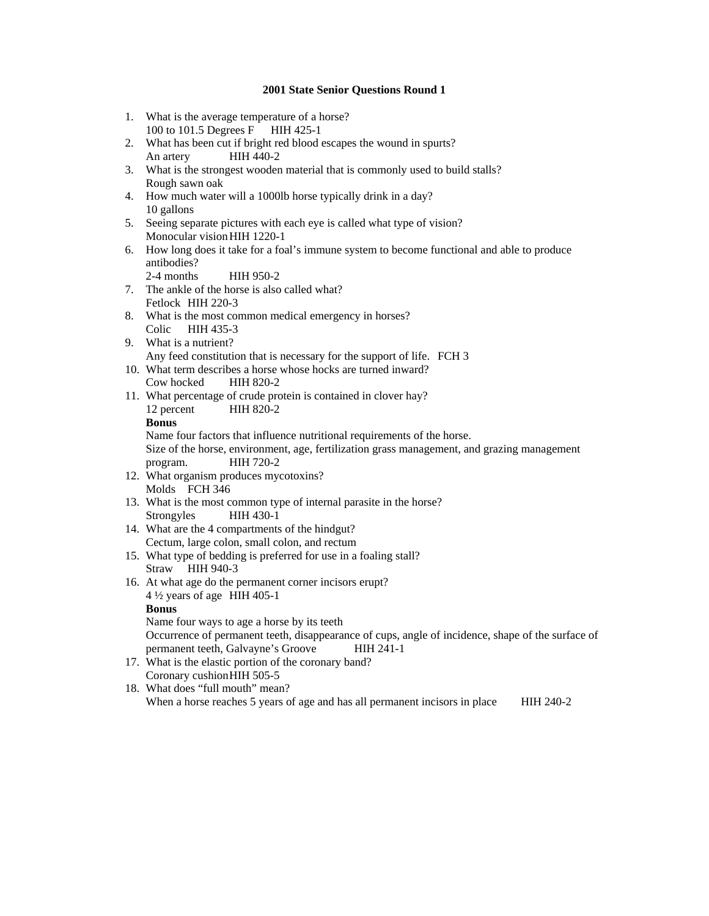**2001 State Senior Questions Round 1**

1. What is the average temperature of a horse?
   100 to 101.5 Degrees F HIH 425-1
2. What has been cut if bright red blood escapes the wound in spurts?
   An artery HIH 440-2
3. What is the strongest wooden material that is commonly used to build stalls?
   Rough sawn oak
4. How much water will a 1000lb horse typically drink in a day?
   10 gallons
5. Seeing separate pictures with each eye is called what type of vision?
   Monocular vision HIH 1220-1
6. How long does it take for a foal's immune system to become functional and able to produce antibodies?
   2-4 months HIH 950-2
7. The ankle of the horse is also called what?
   Fetlock HIH 220-3
8. What is the most common medical emergency in horses?
   Colic HIH 435-3
9. What is a nutrient?
   Any feed constitution that is necessary for the support of life. FCH 3
10. What term describes a horse whose hocks are turned inward?
    Cow hocked HIH 820-2
11. What percentage of crude protein is contained in clover hay?
    12 percent HIH 820-2
    **Bonus**
    Name four factors that influence nutritional requirements of the horse.
    Size of the horse, environment, age, fertilization grass management, and grazing management program. HIH 720-2
12. What organism produces mycotoxins?
    Molds FCH 346
13. What is the most common type of internal parasite in the horse?
    Strongyles HIH 430-1
14. What are the 4 compartments of the hindgut?
    Cectum, large colon, small colon, and rectum
15. What type of bedding is preferred for use in a foaling stall?
    Straw HIH 940-3
16. At what age do the permanent corner incisors erupt?
    4 ½ years of age HIH 405-1
    **Bonus**
    Name four ways to age a horse by its teeth
    Occurrence of permanent teeth, disappearance of cups, angle of incidence, shape of the surface of permanent teeth, Galvayne's Groove HIH 241-1
17. What is the elastic portion of the coronary band?
    Coronary cushion HIH 505-5
18. What does "full mouth" mean?
    When a horse reaches 5 years of age and has all permanent incisors in place HIH 240-2